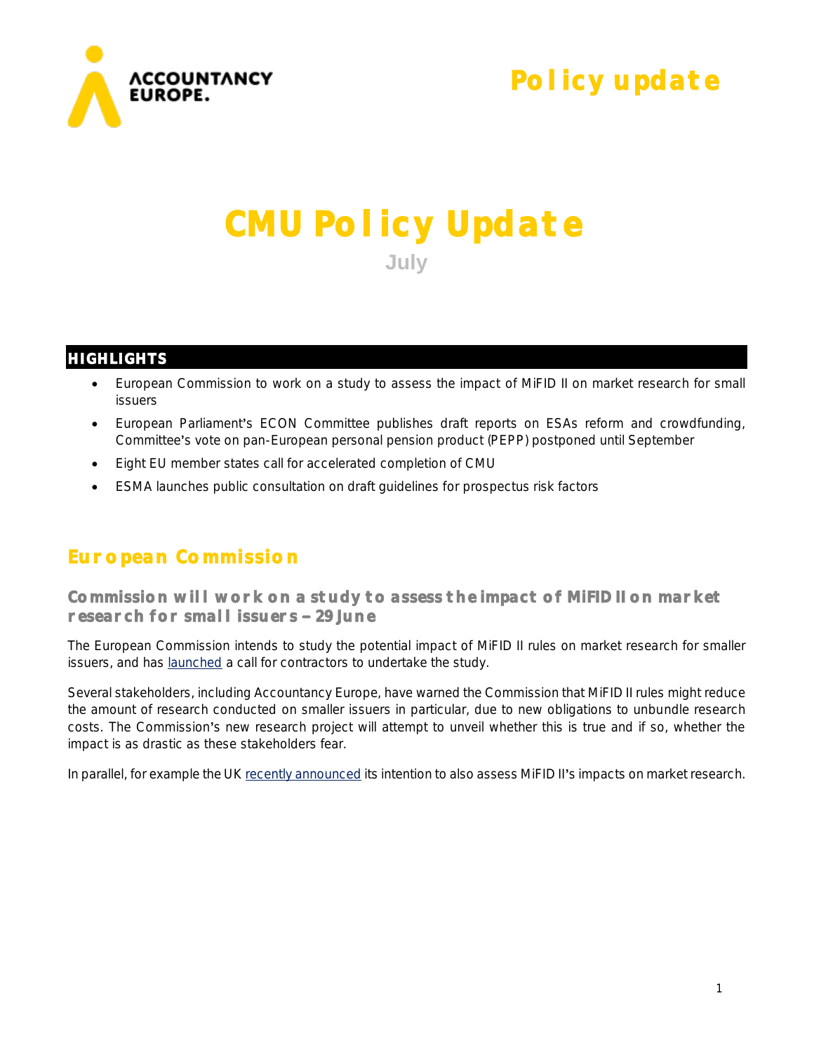Policy update

# CMU Policy Update

July

## HIGHLIGHTS

- European Commission to work on a study to assess the impact of MiFID II on market research for small issuers
- European Parliament's ECON Committee publishes draft reports on ESAs reform and crowdfunding, Committee's vote on pan-European personal pension product (PEPP) postponed until September
- Eight EU member states call for accelerated completion of CMU
- ESMA launches public consultation on draft guidelines for prospectus risk factors

## European Commission

### Commission will work on a study to assess the impact of MiFID II on market research for small issuers – 29 June

The European Commission intends to study the potential impact of MiFID II rules on market research for smaller issuers, and has launched a call for contractors to undertake the study.

Several stakeholders, including Accountancy Europe, have warned the Commission that MiFID II rules might reduce the amount of research conducted on smaller issuers in particular, due to new obligations to unbundle research costs. The Commission's new research project will attempt to unveil whether this is true and if so, whether the impact is as drastic as these stakeholders fear.

In parallel, for example the UK recently announced its intention to also assess MiFID II's impacts on market research.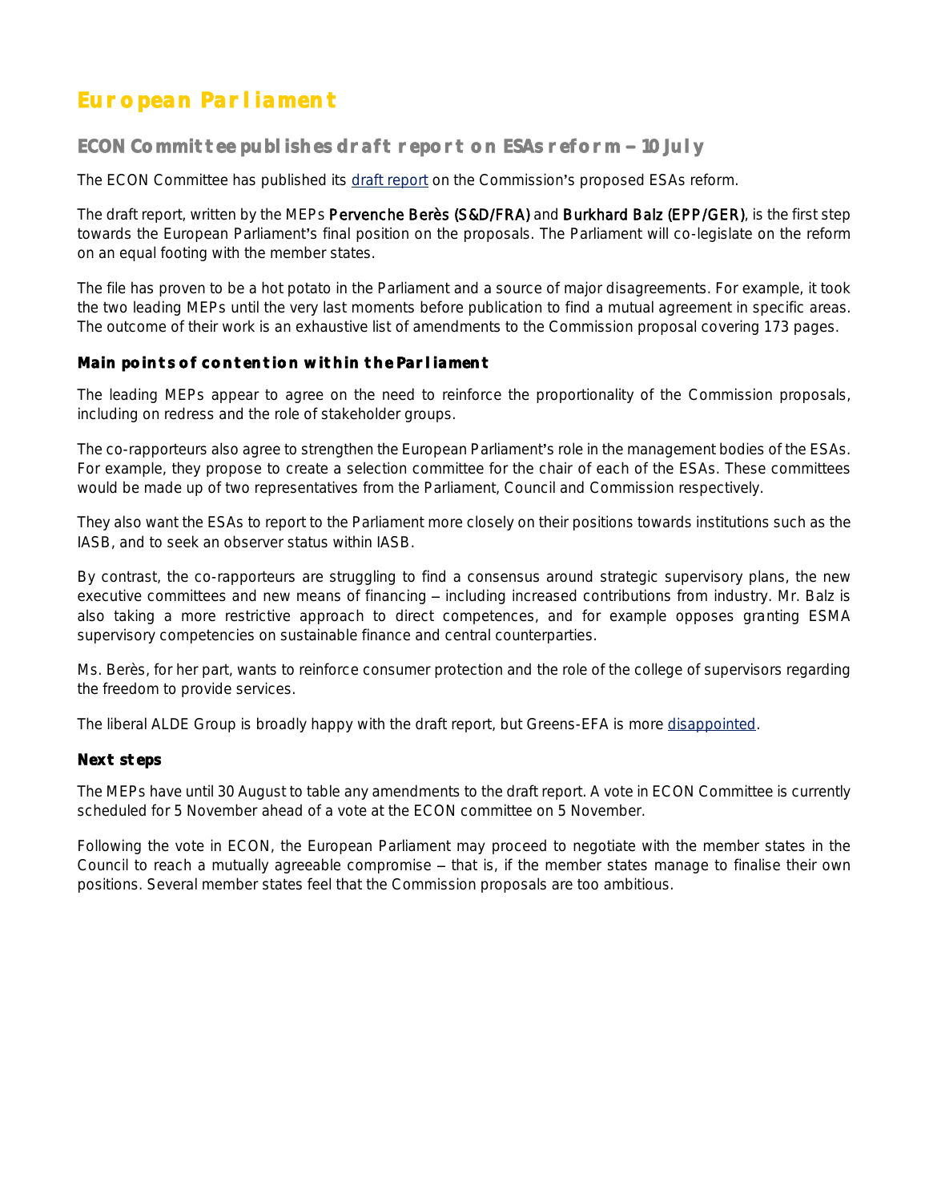# European Parliament

## ECON Committee publishes draft report on ESAs reform – 10 July

The ECON Committee has published its draft report on the Commission's proposed ESAs reform.

The draft report, written by the MEPs **Pervenche Berès (S&D/FRA)** and **Burkhard Balz (EPP/GER)**, is the first step towards the European Parliament's final position on the proposals. The Parliament will co-legislate on the reform on an equal footing with the member states.

The file has proven to be a hot potato in the Parliament and a source of major disagreements. For example, it took the two leading MEPs until the very last moments before publication to find a mutual agreement in specific areas. The outcome of their work is an exhaustive list of amendments to the Commission proposal covering 173 pages.

### Main points of contention within the Parliament

The leading MEPs appear to agree on the need to reinforce the proportionality of the Commission proposals, including on redress and the role of stakeholder groups.

The co-rapporteurs also agree to strengthen the European Parliament's role in the management bodies of the ESAs. For example, they propose to create a selection committee for the chair of each of the ESAs. These committees would be made up of two representatives from the Parliament, Council and Commission respectively.

They also want the ESAs to report to the Parliament more closely on their positions towards institutions such as the IASB, and to seek an observer status within IASB.

By contrast, the co-rapporteurs are struggling to find a consensus around strategic supervisory plans, the new executive committees and new means of financing – including increased contributions from industry. Mr. Balz is also taking a more restrictive approach to direct competences, and for example opposes granting ESMA supervisory competencies on sustainable finance and central counterparties.

Ms. Berès, for her part, wants to reinforce consumer protection and the role of the college of supervisors regarding the freedom to provide services.

The liberal ALDE Group is broadly happy with the draft report, but Greens-EFA is more disappointed.

### Next steps

The MEPs have until 30 August to table any amendments to the draft report. A vote in ECON Committee is currently scheduled for 5 November ahead of a vote at the ECON committee on 5 November.

Following the vote in ECON, the European Parliament may proceed to negotiate with the member states in the Council to reach a mutually agreeable compromise – that is, if the member states manage to finalise their own positions. Several member states feel that the Commission proposals are too ambitious.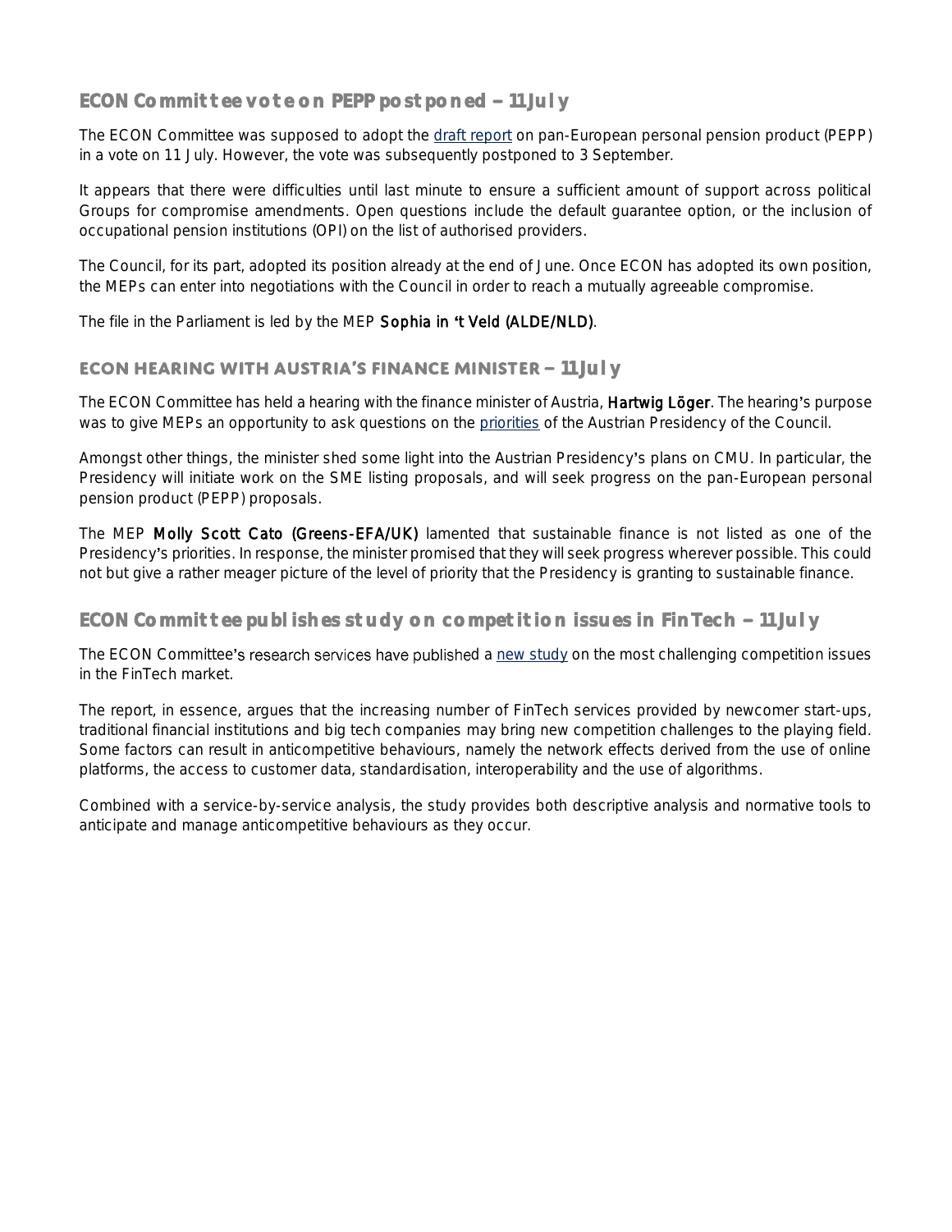## ECON Committee vote on PEPP postponed – 11 July

The ECON Committee was supposed to adopt the draft report on pan-European personal pension product (PEPP) in a vote on 11 July. However, the vote was subsequently postponed to 3 September.

It appears that there were difficulties until last minute to ensure a sufficient amount of support across political Groups for compromise amendments. Open questions include the default guarantee option, or the inclusion of occupational pension institutions (OPI) on the list of authorised providers.

The Council, for its part, adopted its position already at the end of June. Once ECON has adopted its own position, the MEPs can enter into negotiations with the Council in order to reach a mutually agreeable compromise.

The file in the Parliament is led by the MEP **Sophia in 't Veld (ALDE/NLD)**.

## ECON HEARING WITH AUSTRIA'S FINANCE MINISTER – 11 July

The ECON Committee has held a hearing with the finance minister of Austria, **Hartwig Löger**. The hearing's purpose was to give MEPs an opportunity to ask questions on the priorities of the Austrian Presidency of the Council.

Amongst other things, the minister shed some light into the Austrian Presidency's plans on CMU. In particular, the Presidency will initiate work on the SME listing proposals, and will seek progress on the pan-European personal pension product (PEPP) proposals.

The MEP **Molly Scott Cato (Greens-EFA/UK)** lamented that sustainable finance is not listed as one of the Presidency's priorities. In response, the minister promised that they will seek progress wherever possible. This could not but give a rather meager picture of the level of priority that the Presidency is granting to sustainable finance.

## ECON Committee publishes study on competition issues in FinTech – 11 July

The ECON Committee's research services have published a new study on the most challenging competition issues in the FinTech market.

The report, in essence, argues that the increasing number of FinTech services provided by newcomer start-ups, traditional financial institutions and big tech companies may bring new competition challenges to the playing field. Some factors can result in anticompetitive behaviours, namely the network effects derived from the use of online platforms, the access to customer data, standardisation, interoperability and the use of algorithms.

Combined with a service-by-service analysis, the study provides both descriptive analysis and normative tools to anticipate and manage anticompetitive behaviours as they occur.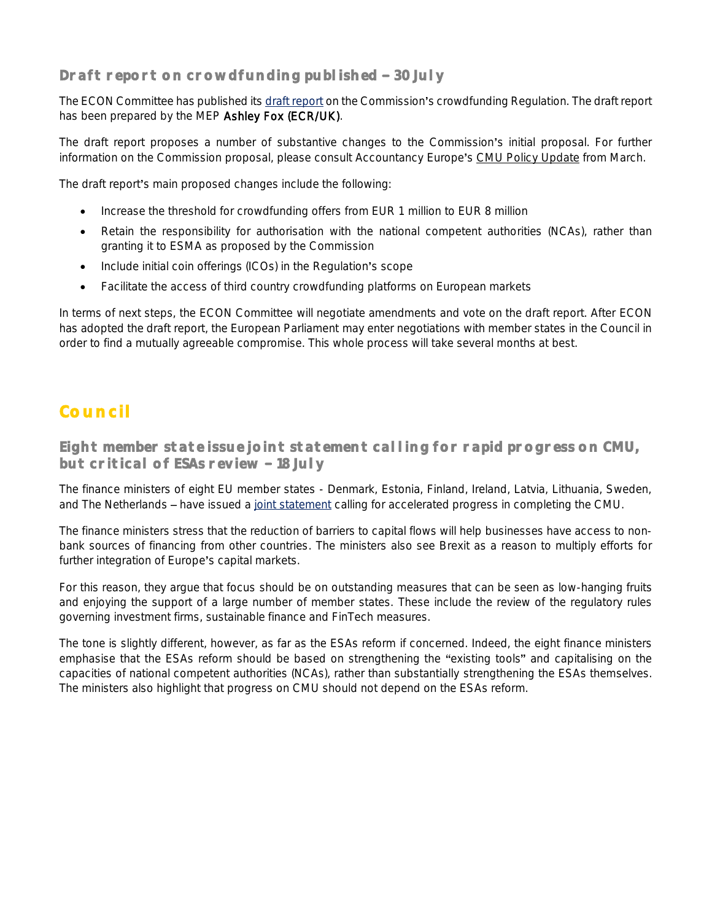### Draft report on crowdfunding published – 30 July

The ECON Committee has published its draft report on the Commission's crowdfunding Regulation. The draft report has been prepared by the MEP Ashley Fox (ECR/UK).

The draft report proposes a number of substantive changes to the Commission's initial proposal. For further information on the Commission proposal, please consult Accountancy Europe's CMU Policy Update from March.

The draft report's main proposed changes include the following:

- Increase the threshold for crowdfunding offers from EUR 1 million to EUR 8 million
- Retain the responsibility for authorisation with the national competent authorities (NCAs), rather than granting it to ESMA as proposed by the Commission
- Include initial coin offerings (ICOs) in the Regulation's scope
- Facilitate the access of third country crowdfunding platforms on European markets

In terms of next steps, the ECON Committee will negotiate amendments and vote on the draft report. After ECON has adopted the draft report, the European Parliament may enter negotiations with member states in the Council in order to find a mutually agreeable compromise. This whole process will take several months at best.

## Council

### Eight member state issue joint statement calling for rapid progress on CMU, but critical of ESAs review – 18 July

The finance ministers of eight EU member states - Denmark, Estonia, Finland, Ireland, Latvia, Lithuania, Sweden, and The Netherlands – have issued a joint statement calling for accelerated progress in completing the CMU.

The finance ministers stress that the reduction of barriers to capital flows will help businesses have access to non-bank sources of financing from other countries. The ministers also see Brexit as a reason to multiply efforts for further integration of Europe's capital markets.

For this reason, they argue that focus should be on outstanding measures that can be seen as low-hanging fruits and enjoying the support of a large number of member states. These include the review of the regulatory rules governing investment firms, sustainable finance and FinTech measures.

The tone is slightly different, however, as far as the ESAs reform if concerned. Indeed, the eight finance ministers emphasise that the ESAs reform should be based on strengthening the "existing tools" and capitalising on the capacities of national competent authorities (NCAs), rather than substantially strengthening the ESAs themselves. The ministers also highlight that progress on CMU should not depend on the ESAs reform.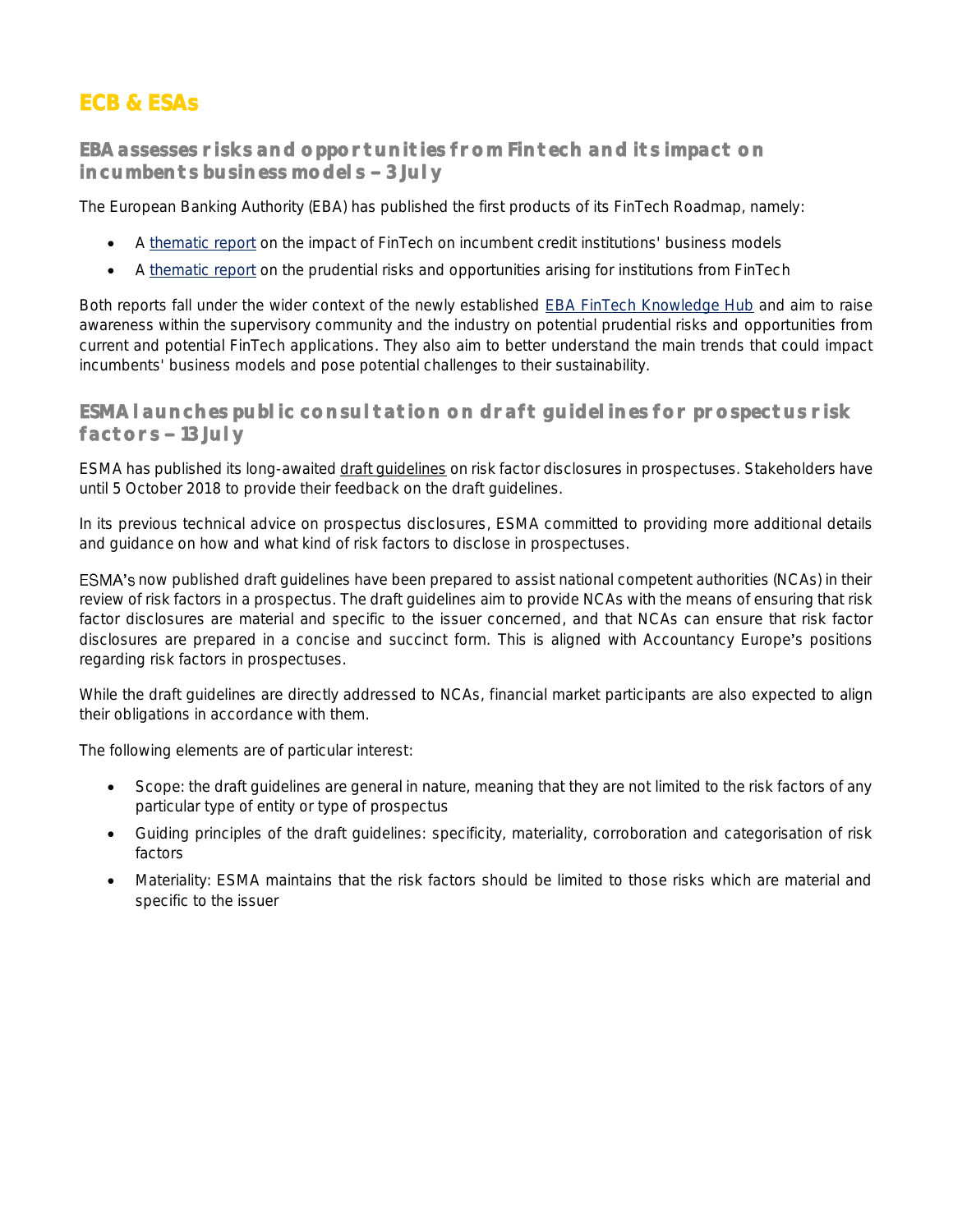# ECB & ESAs

## EBA assesses risks and opportunities from Fintech and its impact on incumbents business models – 3 July

The European Banking Authority (EBA) has published the first products of its FinTech Roadmap, namely:

- A thematic report on the impact of FinTech on incumbent credit institutions' business models
- A thematic report on the prudential risks and opportunities arising for institutions from FinTech

Both reports fall under the wider context of the newly established EBA FinTech Knowledge Hub and aim to raise awareness within the supervisory community and the industry on potential prudential risks and opportunities from current and potential FinTech applications. They also aim to better understand the main trends that could impact incumbents' business models and pose potential challenges to their sustainability.

## ESMA launches public consultation on draft guidelines for prospectus risk factors – 13 July

ESMA has published its long-awaited draft guidelines on risk factor disclosures in prospectuses. Stakeholders have until 5 October 2018 to provide their feedback on the draft guidelines.

In its previous technical advice on prospectus disclosures, ESMA committed to providing more additional details and guidance on how and what kind of risk factors to disclose in prospectuses.

ESMA's now published draft guidelines have been prepared to assist national competent authorities (NCAs) in their review of risk factors in a prospectus. The draft guidelines aim to provide NCAs with the means of ensuring that risk factor disclosures are material and specific to the issuer concerned, and that NCAs can ensure that risk factor disclosures are prepared in a concise and succinct form. This is aligned with Accountancy Europe's positions regarding risk factors in prospectuses.

While the draft guidelines are directly addressed to NCAs, financial market participants are also expected to align their obligations in accordance with them.

The following elements are of particular interest:

- Scope: the draft guidelines are general in nature, meaning that they are not limited to the risk factors of any particular type of entity or type of prospectus
- Guiding principles of the draft guidelines: specificity, materiality, corroboration and categorisation of risk factors
- Materiality: ESMA maintains that the risk factors should be limited to those risks which are material and specific to the issuer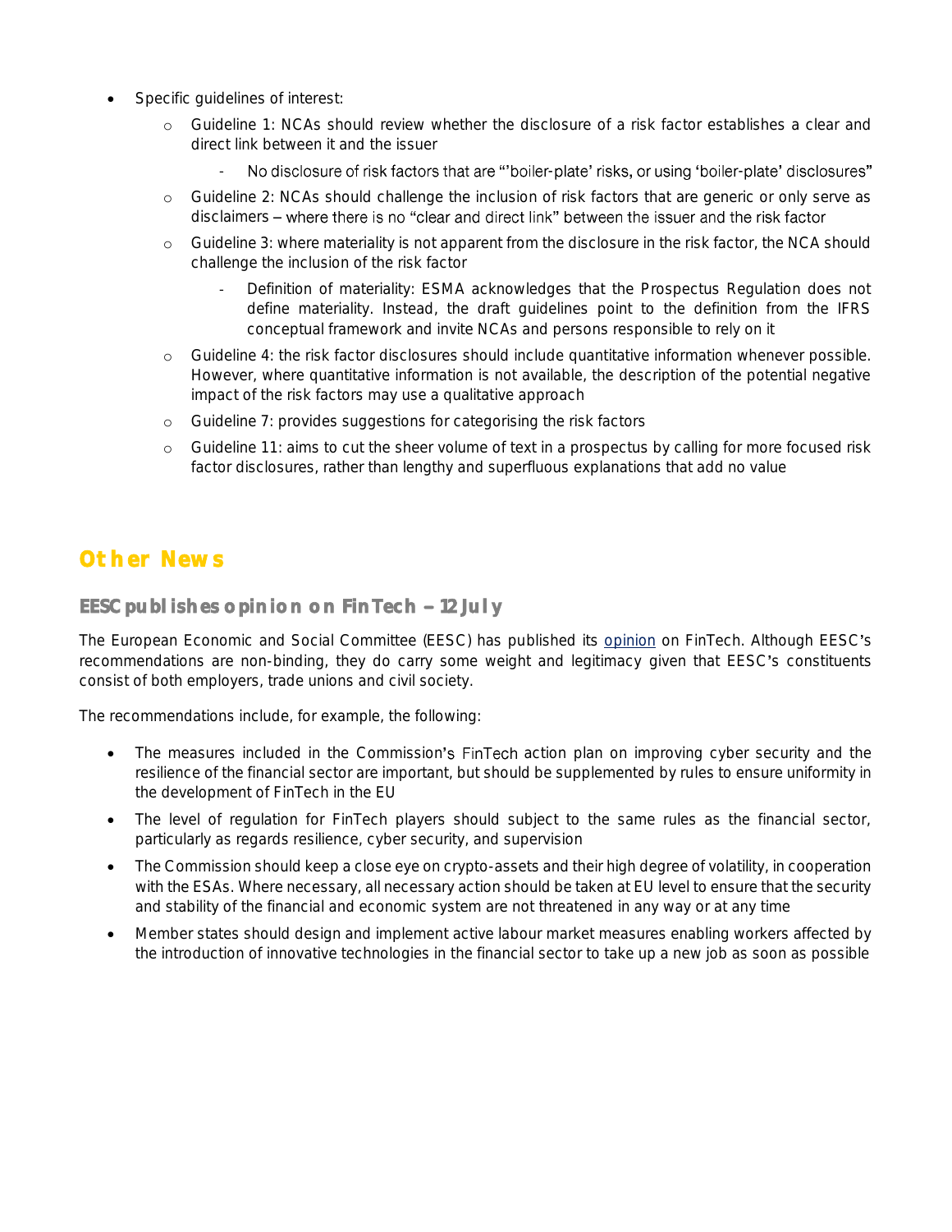- Specific guidelines of interest:
  - Guideline 1: NCAs should review whether the disclosure of a risk factor establishes a clear and direct link between it and the issuer
    - No disclosure of risk factors that are "'boiler-plate' risks, or using 'boiler-plate' disclosures"
  - Guideline 2: NCAs should challenge the inclusion of risk factors that are generic or only serve as disclaimers – where there is no "clear and direct link" between the issuer and the risk factor
  - Guideline 3: where materiality is not apparent from the disclosure in the risk factor, the NCA should challenge the inclusion of the risk factor
    - Definition of materiality: ESMA acknowledges that the Prospectus Regulation does not define materiality. Instead, the draft guidelines point to the definition from the IFRS conceptual framework and invite NCAs and persons responsible to rely on it
  - Guideline 4: the risk factor disclosures should include quantitative information whenever possible. However, where quantitative information is not available, the description of the potential negative impact of the risk factors may use a qualitative approach
  - Guideline 7: provides suggestions for categorising the risk factors
  - Guideline 11: aims to cut the sheer volume of text in a prospectus by calling for more focused risk factor disclosures, rather than lengthy and superfluous explanations that add no value

## Other News

### EESC publishes opinion on FinTech – 12 July

The European Economic and Social Committee (EESC) has published its opinion on FinTech. Although EESC's recommendations are non-binding, they do carry some weight and legitimacy given that EESC's constituents consist of both employers, trade unions and civil society.

The recommendations include, for example, the following:

- The measures included in the Commission's FinTech action plan on improving cyber security and the resilience of the financial sector are important, but should be supplemented by rules to ensure uniformity in the development of FinTech in the EU
- The level of regulation for FinTech players should subject to the same rules as the financial sector, particularly as regards resilience, cyber security, and supervision
- The Commission should keep a close eye on crypto-assets and their high degree of volatility, in cooperation with the ESAs. Where necessary, all necessary action should be taken at EU level to ensure that the security and stability of the financial and economic system are not threatened in any way or at any time
- Member states should design and implement active labour market measures enabling workers affected by the introduction of innovative technologies in the financial sector to take up a new job as soon as possible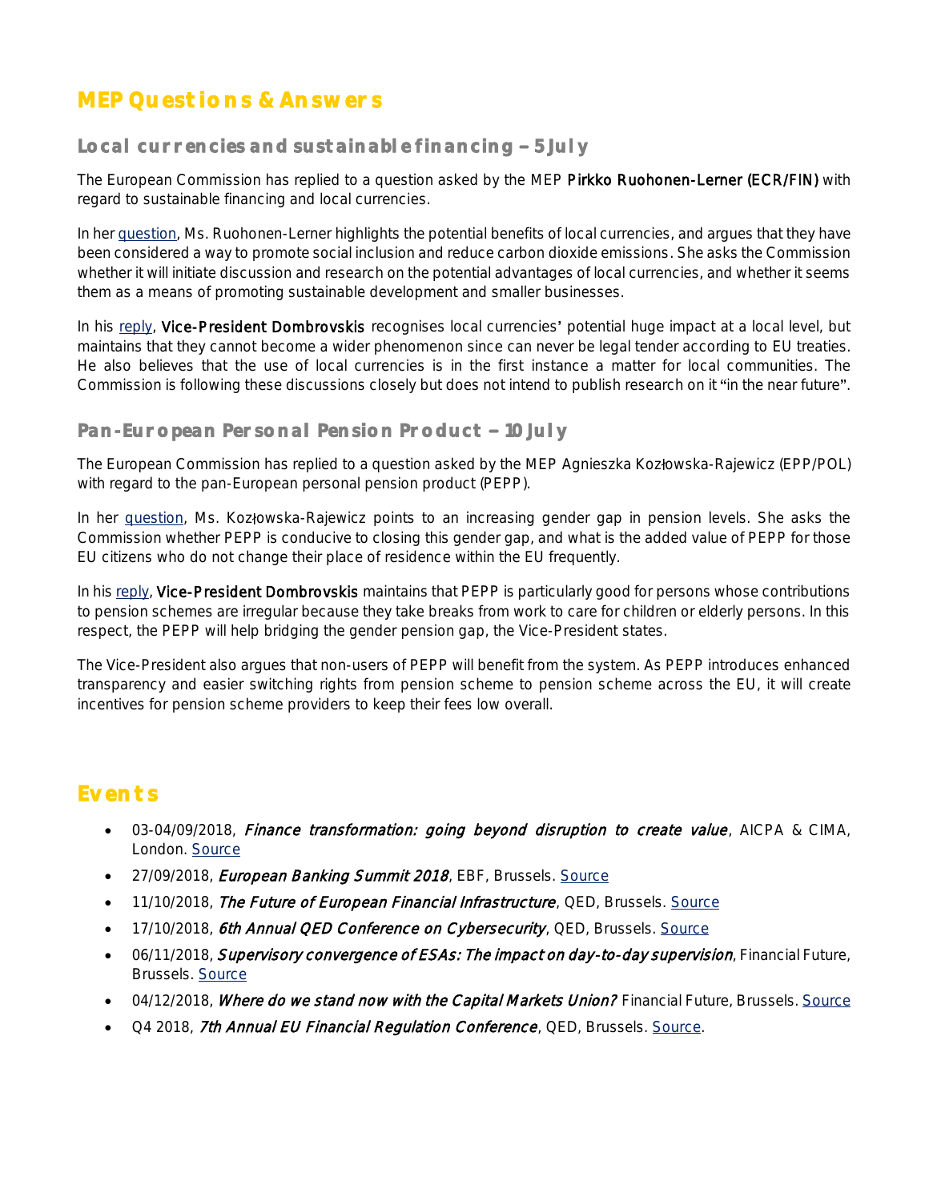# MEP Questions & Answers

## Local currencies and sustainable financing – 5 July

The European Commission has replied to a question asked by the MEP **Pirkko Ruohonen-Lerner (ECR/FIN)** with regard to sustainable financing and local currencies.

In her question, Ms. Ruohonen-Lerner highlights the potential benefits of local currencies, and argues that they have been considered a way to promote social inclusion and reduce carbon dioxide emissions. She asks the Commission whether it will initiate discussion and research on the potential advantages of local currencies, and whether it seems them as a means of promoting sustainable development and smaller businesses.

In his reply, **Vice-President Dombrovskis** recognises local currencies' potential huge impact at a local level, but maintains that they cannot become a wider phenomenon since can never be legal tender according to EU treaties. He also believes that the use of local currencies is in the first instance a matter for local communities. The Commission is following these discussions closely but does not intend to publish research on it "in the near future".

## Pan-European Personal Pension Product – 10 July

The European Commission has replied to a question asked by the MEP Agnieszka Kozłowska-Rajewicz (EPP/POL) with regard to the pan-European personal pension product (PEPP).

In her question, Ms. Kozłowska-Rajewicz points to an increasing gender gap in pension levels. She asks the Commission whether PEPP is conducive to closing this gender gap, and what is the added value of PEPP for those EU citizens who do not change their place of residence within the EU frequently.

In his reply, **Vice-President Dombrovskis** maintains that PEPP is particularly good for persons whose contributions to pension schemes are irregular because they take breaks from work to care for children or elderly persons. In this respect, the PEPP will help bridging the gender pension gap, the Vice-President states.

The Vice-President also argues that non-users of PEPP will benefit from the system. As PEPP introduces enhanced transparency and easier switching rights from pension scheme to pension scheme across the EU, it will create incentives for pension scheme providers to keep their fees low overall.

# Events

- 03-04/09/2018, *Finance transformation: going beyond disruption to create value*, AICPA & CIMA, London. Source
- 27/09/2018, *European Banking Summit 2018*, EBF, Brussels. Source
- 11/10/2018, *The Future of European Financial Infrastructure*, QED, Brussels. Source
- 17/10/2018, *6th Annual QED Conference on Cybersecurity*, QED, Brussels. Source
- 06/11/2018, *Supervisory convergence of ESAs: The impact on day-to-day supervision*, Financial Future, Brussels. Source
- 04/12/2018, *Where do we stand now with the Capital Markets Union?* Financial Future, Brussels. Source
- Q4 2018, *7th Annual EU Financial Regulation Conference*, QED, Brussels. Source.